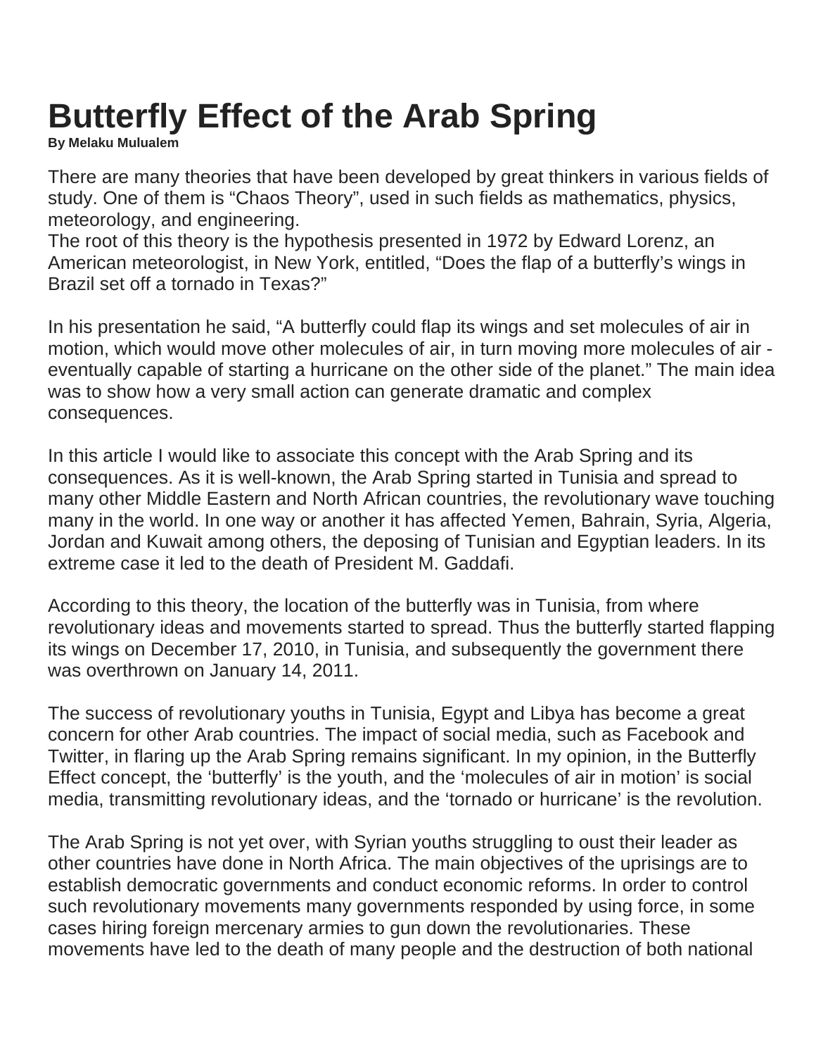# Butterfly Effect of the Arab Spring

**By Melaku Mulualem**

There are many theories that have been developed by great thinkers in various fields of study. One of them is “Chaos Theory”, used in such fields as mathematics, physics, meteorology, and engineering.
The root of this theory is the hypothesis presented in 1972 by Edward Lorenz, an American meteorologist, in New York, entitled, “Does the flap of a butterfly’s wings in Brazil set off a tornado in Texas?”

In his presentation he said, “A butterfly could flap its wings and set molecules of air in motion, which would move other molecules of air, in turn moving more molecules of air - eventually capable of starting a hurricane on the other side of the planet.” The main idea was to show how a very small action can generate dramatic and complex consequences.

In this article I would like to associate this concept with the Arab Spring and its consequences. As it is well-known, the Arab Spring started in Tunisia and spread to many other Middle Eastern and North African countries, the revolutionary wave touching many in the world. In one way or another it has affected Yemen, Bahrain, Syria, Algeria, Jordan and Kuwait among others, the deposing of Tunisian and Egyptian leaders. In its extreme case it led to the death of President M. Gaddafi.

According to this theory, the location of the butterfly was in Tunisia, from where revolutionary ideas and movements started to spread. Thus the butterfly started flapping its wings on December 17, 2010, in Tunisia, and subsequently the government there was overthrown on January 14, 2011.

The success of revolutionary youths in Tunisia, Egypt and Libya has become a great concern for other Arab countries. The impact of social media, such as Facebook and Twitter, in flaring up the Arab Spring remains significant. In my opinion, in the Butterfly Effect concept, the ‘butterfly’ is the youth, and the ‘molecules of air in motion’ is social media, transmitting revolutionary ideas, and the ‘tornado or hurricane’ is the revolution.

The Arab Spring is not yet over, with Syrian youths struggling to oust their leader as other countries have done in North Africa. The main objectives of the uprisings are to establish democratic governments and conduct economic reforms. In order to control such revolutionary movements many governments responded by using force, in some cases hiring foreign mercenary armies to gun down the revolutionaries. These movements have led to the death of many people and the destruction of both national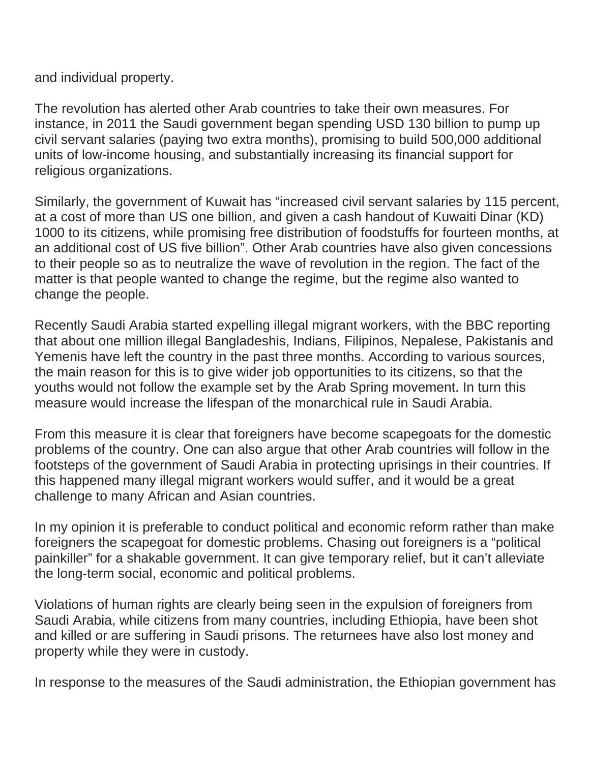and individual property.

The revolution has alerted other Arab countries to take their own measures. For instance, in 2011 the Saudi government began spending USD 130 billion to pump up civil servant salaries (paying two extra months), promising to build 500,000 additional units of low-income housing, and substantially increasing its financial support for religious organizations.

Similarly, the government of Kuwait has “increased civil servant salaries by 115 percent, at a cost of more than US one billion, and given a cash handout of Kuwaiti Dinar (KD) 1000 to its citizens, while promising free distribution of foodstuffs for fourteen months, at an additional cost of US five billion”. Other Arab countries have also given concessions to their people so as to neutralize the wave of revolution in the region. The fact of the matter is that people wanted to change the regime, but the regime also wanted to change the people.

Recently Saudi Arabia started expelling illegal migrant workers, with the BBC reporting that about one million illegal Bangladeshis, Indians, Filipinos, Nepalese, Pakistanis and Yemenis have left the country in the past three months. According to various sources, the main reason for this is to give wider job opportunities to its citizens, so that the youths would not follow the example set by the Arab Spring movement. In turn this measure would increase the lifespan of the monarchical rule in Saudi Arabia.

From this measure it is clear that foreigners have become scapegoats for the domestic problems of the country. One can also argue that other Arab countries will follow in the footsteps of the government of Saudi Arabia in protecting uprisings in their countries. If this happened many illegal migrant workers would suffer, and it would be a great challenge to many African and Asian countries.

In my opinion it is preferable to conduct political and economic reform rather than make foreigners the scapegoat for domestic problems. Chasing out foreigners is a “political painkiller” for a shakable government. It can give temporary relief, but it can’t alleviate the long-term social, economic and political problems.

Violations of human rights are clearly being seen in the expulsion of foreigners from Saudi Arabia, while citizens from many countries, including Ethiopia, have been shot and killed or are suffering in Saudi prisons. The returnees have also lost money and property while they were in custody.

In response to the measures of the Saudi administration, the Ethiopian government has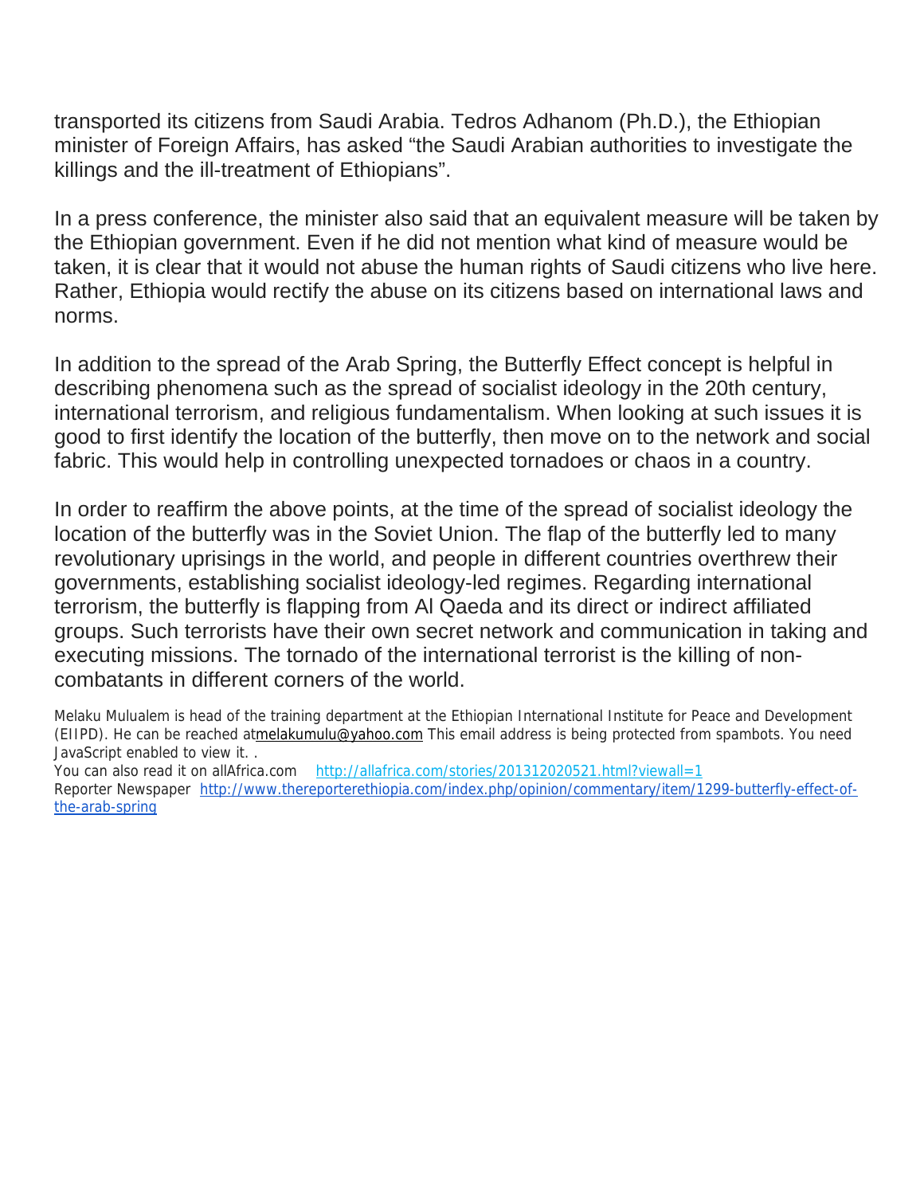transported its citizens from Saudi Arabia. Tedros Adhanom (Ph.D.), the Ethiopian minister of Foreign Affairs, has asked “the Saudi Arabian authorities to investigate the killings and the ill-treatment of Ethiopians”.

In a press conference, the minister also said that an equivalent measure will be taken by the Ethiopian government. Even if he did not mention what kind of measure would be taken, it is clear that it would not abuse the human rights of Saudi citizens who live here. Rather, Ethiopia would rectify the abuse on its citizens based on international laws and norms.

In addition to the spread of the Arab Spring, the Butterfly Effect concept is helpful in describing phenomena such as the spread of socialist ideology in the 20th century, international terrorism, and religious fundamentalism. When looking at such issues it is good to first identify the location of the butterfly, then move on to the network and social fabric. This would help in controlling unexpected tornadoes or chaos in a country.

In order to reaffirm the above points, at the time of the spread of socialist ideology the location of the butterfly was in the Soviet Union. The flap of the butterfly led to many revolutionary uprisings in the world, and people in different countries overthrew their governments, establishing socialist ideology-led regimes. Regarding international terrorism, the butterfly is flapping from Al Qaeda and its direct or indirect affiliated groups. Such terrorists have their own secret network and communication in taking and executing missions. The tornado of the international terrorist is the killing of non-combatants in different corners of the world.

Melaku Mulualem is head of the training department at the Ethiopian International Institute for Peace and Development (EIIPD). He can be reached atmelakumulu@yahoo.com This email address is being protected from spambots. You need JavaScript enabled to view it. .
You can also read it on allAfrica.com http://allafrica.com/stories/201312020521.html?viewall=1
Reporter Newspaper http://www.thereporterethiopia.com/index.php/opinion/commentary/item/1299-butterfly-effect-of-the-arab-spring